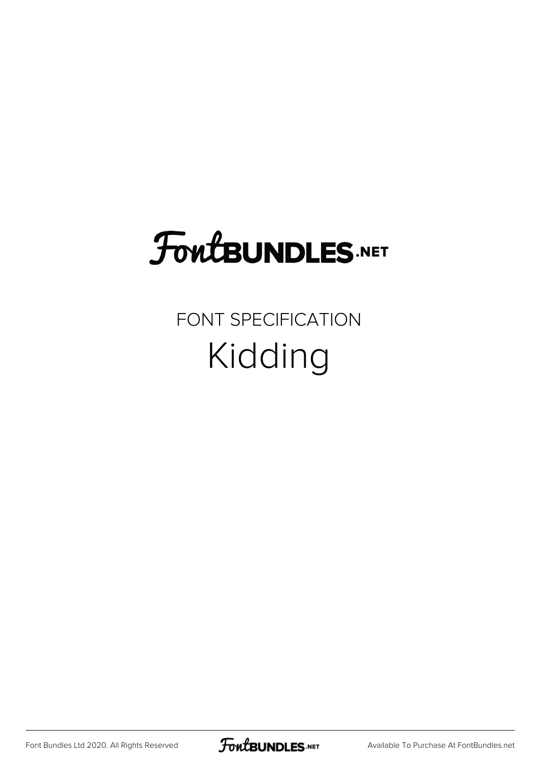# FontBUNDLES.NET

FONT SPECIFICATION

## Kidding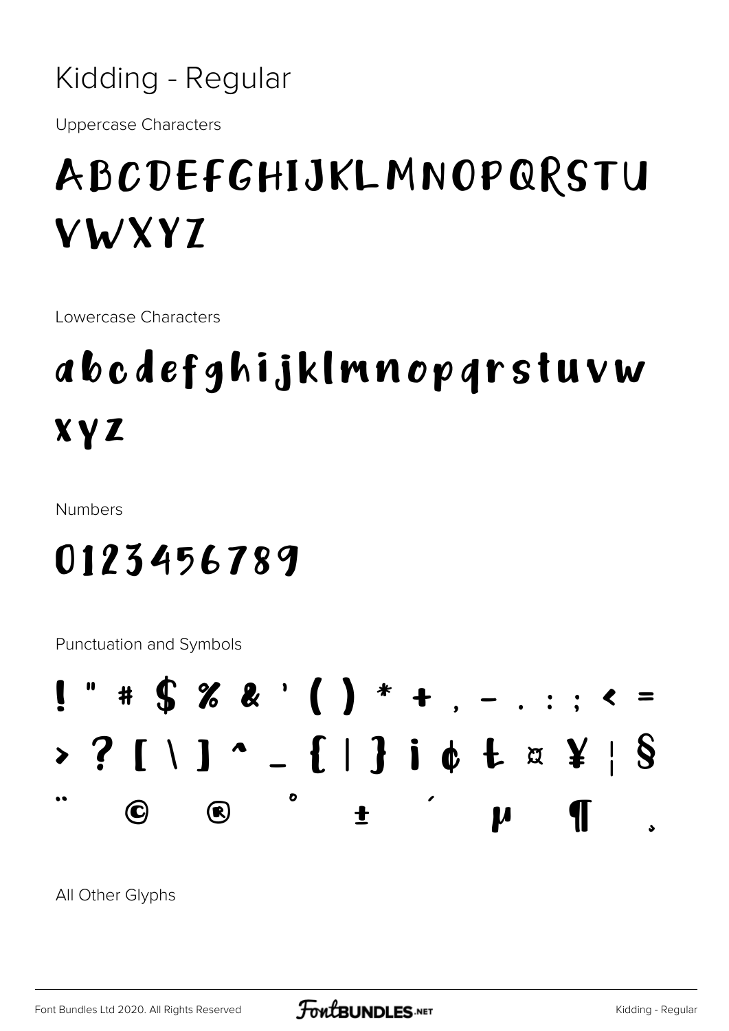# Kidding - Regular

Uppercase Characters

ABCDEFGHIJKLMNOPQRSTU VWXYZ

Lowercase Characters

abcdefghijklmnopqrstuvw xyz

Numbers

0123456789

Punctuation and Symbols

! " # $ % & ' ( ) * + , - . : ; < = > ? [ \ ] ^ _ { | } ¡ ¢ £ ¤ ¥ ¦ § ¨ © ® ° ± ´ µ ¶ ¸

All Other Glyphs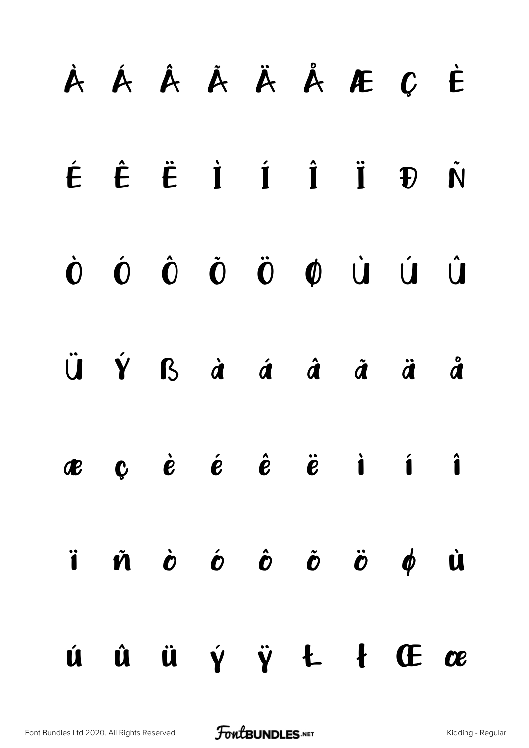À Á Â Ã Ä Å Æ Ç È

É Ê Ë Ì Í Î Ï Đ Ñ

Ò Ó Ô Õ Ö Ø Ù Ú Û

Ü Ý ß à á â ã ä å

æ ç è é ê ë ì í î

ï ñ ò ó ô õ ö ø ù

ú û ü ý ÿ Ł ł Œ œ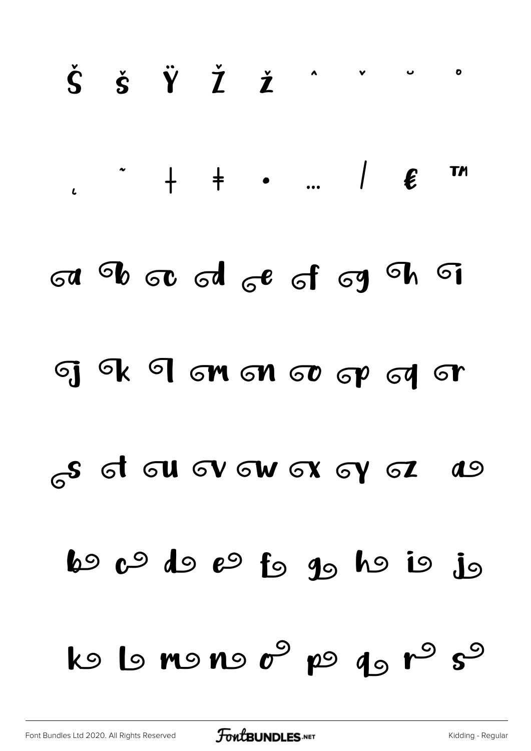Š š Ÿ Ž ž ˆ ˇ ˘ ˚

˛ ˜ † ‡ • … ⁄ € ™

a b c d e f g h i

j k l m n o p q r

s t u v w x y z a

b c d e f g h i j

k l m n o p q r s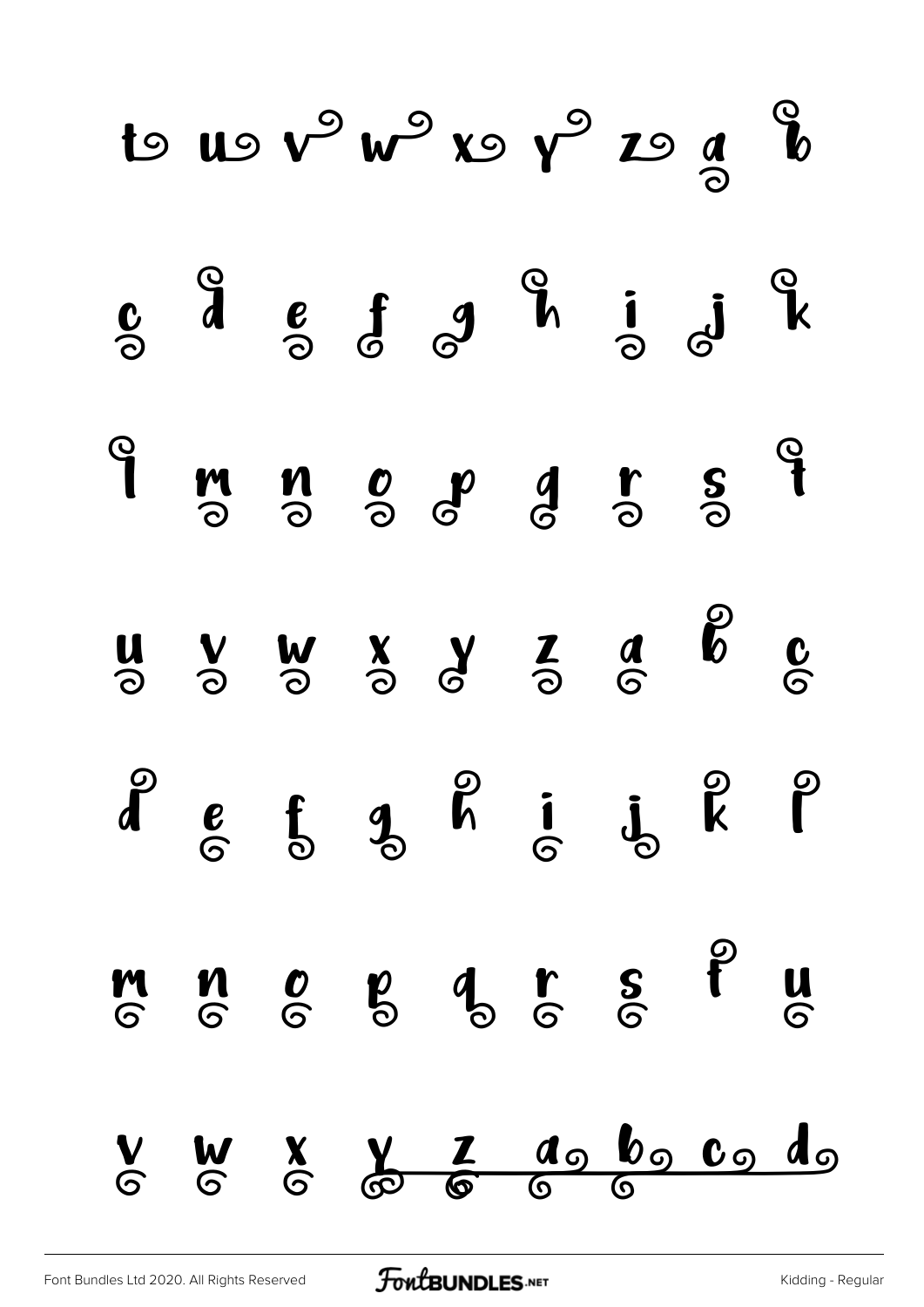t u v w x y z a b

c d e f g h i j k

l m n o p q r s t

u v w x y z a b c

d e f g h i j k l

m n o p q r s t u

v w x y z a b c d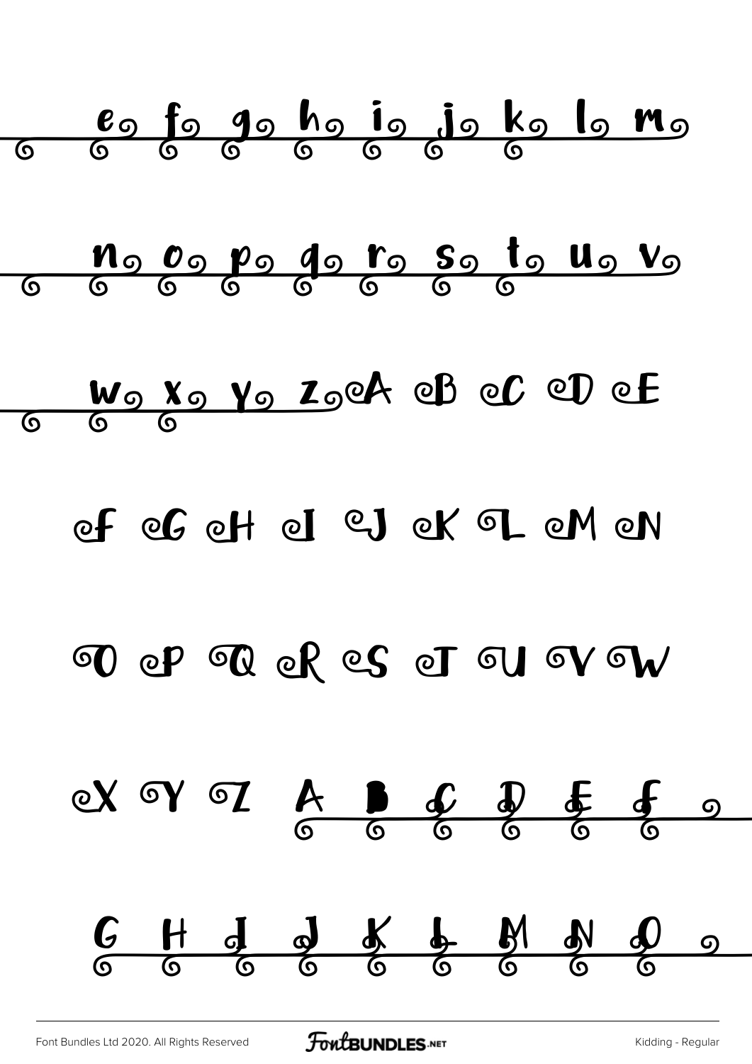e f g h i j k l m

n o p q r s t u v

w x y z A B C D E

F G H I J K L M N

O P Q R S T U V W

X Y Z A B C D E F

G H I J K L M N O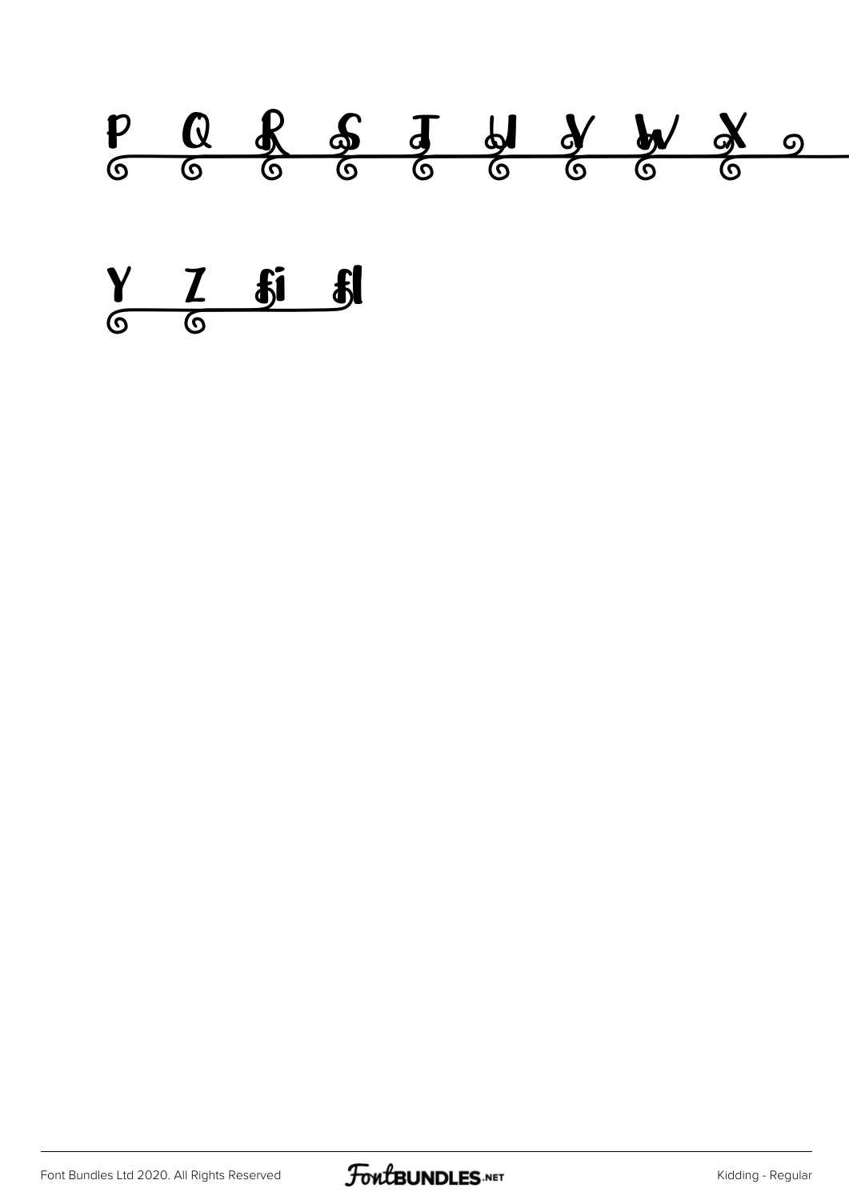P Q R S T U V W X

Y Z fi fl